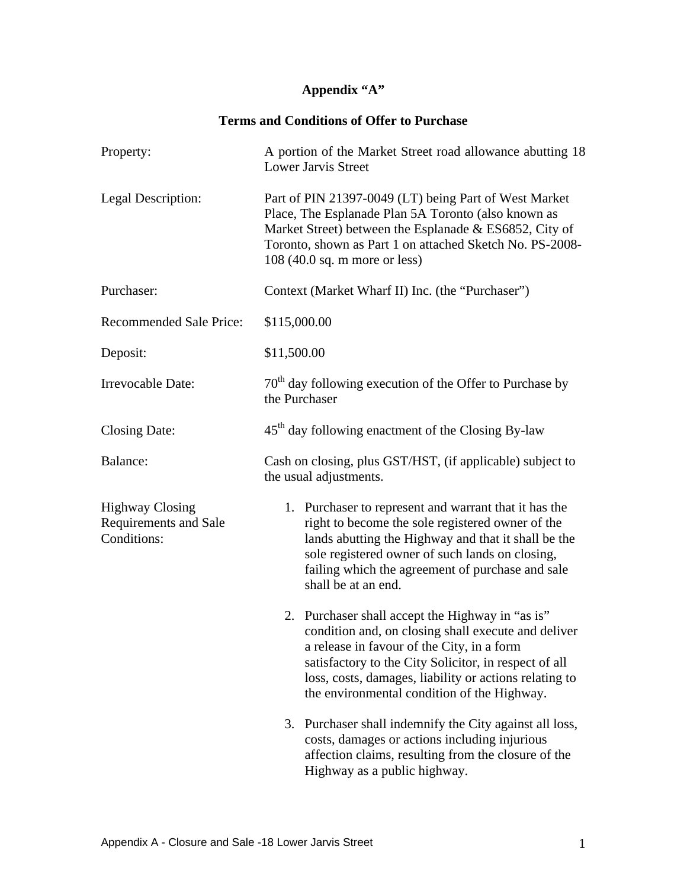# Appendix "A"

## Terms and Conditions of Offer to Purchase

| | |
|---|---|
| Property: | A portion of the Market Street road allowance abutting 18 Lower Jarvis Street |
| Legal Description: | Part of PIN 21397-0049 (LT) being Part of West Market Place, The Esplanade Plan 5A Toronto (also known as Market Street) between the Esplanade & ES6852, City of Toronto, shown as Part 1 on attached Sketch No. PS-2008-108 (40.0 sq. m more or less) |
| Purchaser: | Context (Market Wharf II) Inc. (the "Purchaser") |
| Recommended Sale Price: | $115,000.00 |
| Deposit: | $11,500.00 |
| Irrevocable Date: | 70th day following execution of the Offer to Purchase by the Purchaser |
| Closing Date: | 45th day following enactment of the Closing By-law |
| Balance: | Cash on closing, plus GST/HST, (if applicable) subject to the usual adjustments. |

Highway Closing Requirements and Sale Conditions:

1. Purchaser to represent and warrant that it has the right to become the sole registered owner of the lands abutting the Highway and that it shall be the sole registered owner of such lands on closing, failing which the agreement of purchase and sale shall be at an end.

2. Purchaser shall accept the Highway in "as is" condition and, on closing shall execute and deliver a release in favour of the City, in a form satisfactory to the City Solicitor, in respect of all loss, costs, damages, liability or actions relating to the environmental condition of the Highway.

3. Purchaser shall indemnify the City against all loss, costs, damages or actions including injurious affection claims, resulting from the closure of the Highway as a public highway.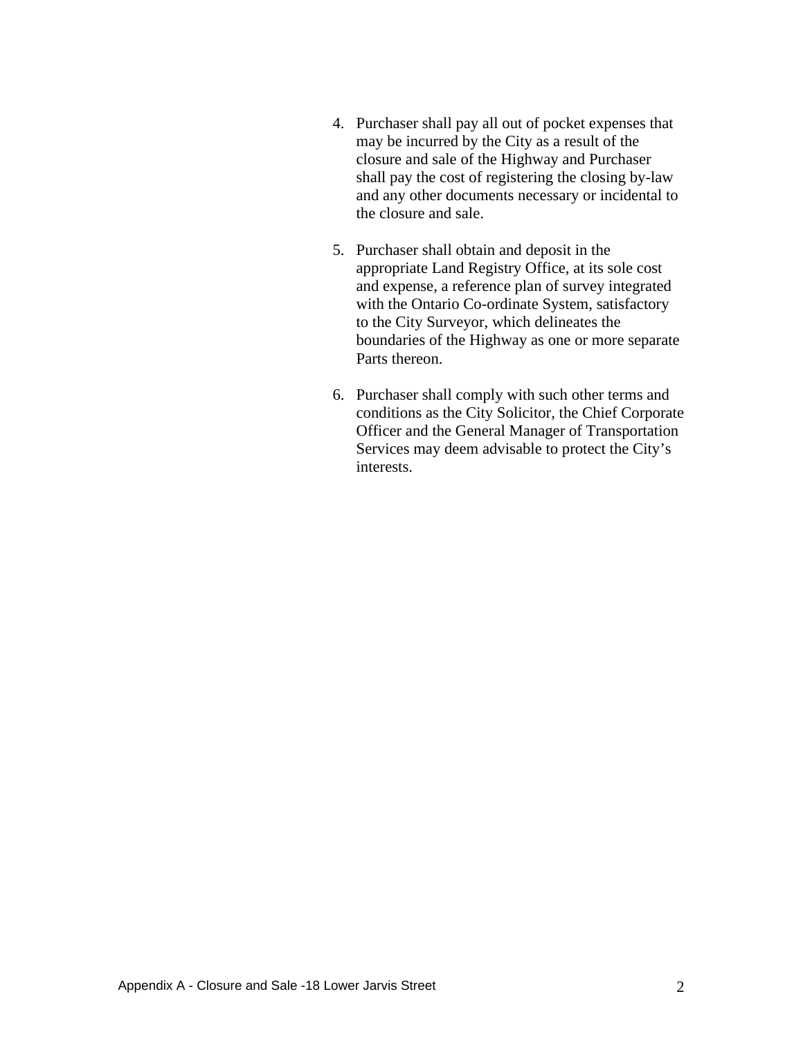4. Purchaser shall pay all out of pocket expenses that may be incurred by the City as a result of the closure and sale of the Highway and Purchaser shall pay the cost of registering the closing by-law and any other documents necessary or incidental to the closure and sale.

5. Purchaser shall obtain and deposit in the appropriate Land Registry Office, at its sole cost and expense, a reference plan of survey integrated with the Ontario Co-ordinate System, satisfactory to the City Surveyor, which delineates the boundaries of the Highway as one or more separate Parts thereon.

6. Purchaser shall comply with such other terms and conditions as the City Solicitor, the Chief Corporate Officer and the General Manager of Transportation Services may deem advisable to protect the City's interests.